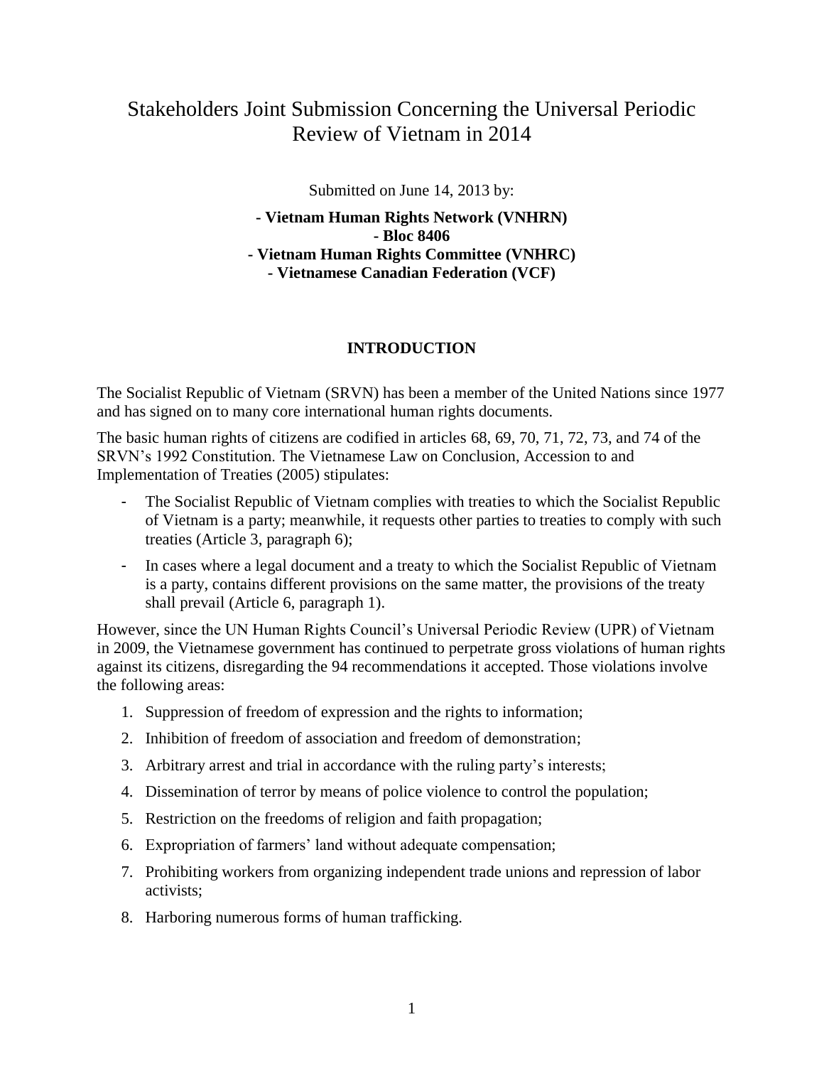# Stakeholders Joint Submission Concerning the Universal Periodic Review of Vietnam in 2014

Submitted on June 14, 2013 by:

**- Vietnam Human Rights Network (VNHRN)**
**- Bloc 8406**
**- Vietnam Human Rights Committee (VNHRC)**
**- Vietnamese Canadian Federation (VCF)**

## INTRODUCTION

The Socialist Republic of Vietnam (SRVN) has been a member of the United Nations since 1977 and has signed on to many core international human rights documents.

The basic human rights of citizens are codified in articles 68, 69, 70, 71, 72, 73, and 74 of the SRVN's 1992 Constitution. The Vietnamese Law on Conclusion, Accession to and Implementation of Treaties (2005) stipulates:

- The Socialist Republic of Vietnam complies with treaties to which the Socialist Republic of Vietnam is a party; meanwhile, it requests other parties to treaties to comply with such treaties (Article 3, paragraph 6);
- In cases where a legal document and a treaty to which the Socialist Republic of Vietnam is a party, contains different provisions on the same matter, the provisions of the treaty shall prevail (Article 6, paragraph 1).

However, since the UN Human Rights Council's Universal Periodic Review (UPR) of Vietnam in 2009, the Vietnamese government has continued to perpetrate gross violations of human rights against its citizens, disregarding the 94 recommendations it accepted. Those violations involve the following areas:

1. Suppression of freedom of expression and the rights to information;
2. Inhibition of freedom of association and freedom of demonstration;
3. Arbitrary arrest and trial in accordance with the ruling party's interests;
4. Dissemination of terror by means of police violence to control the population;
5. Restriction on the freedoms of religion and faith propagation;
6. Expropriation of farmers' land without adequate compensation;
7. Prohibiting workers from organizing independent trade unions and repression of labor activists;
8. Harboring numerous forms of human trafficking.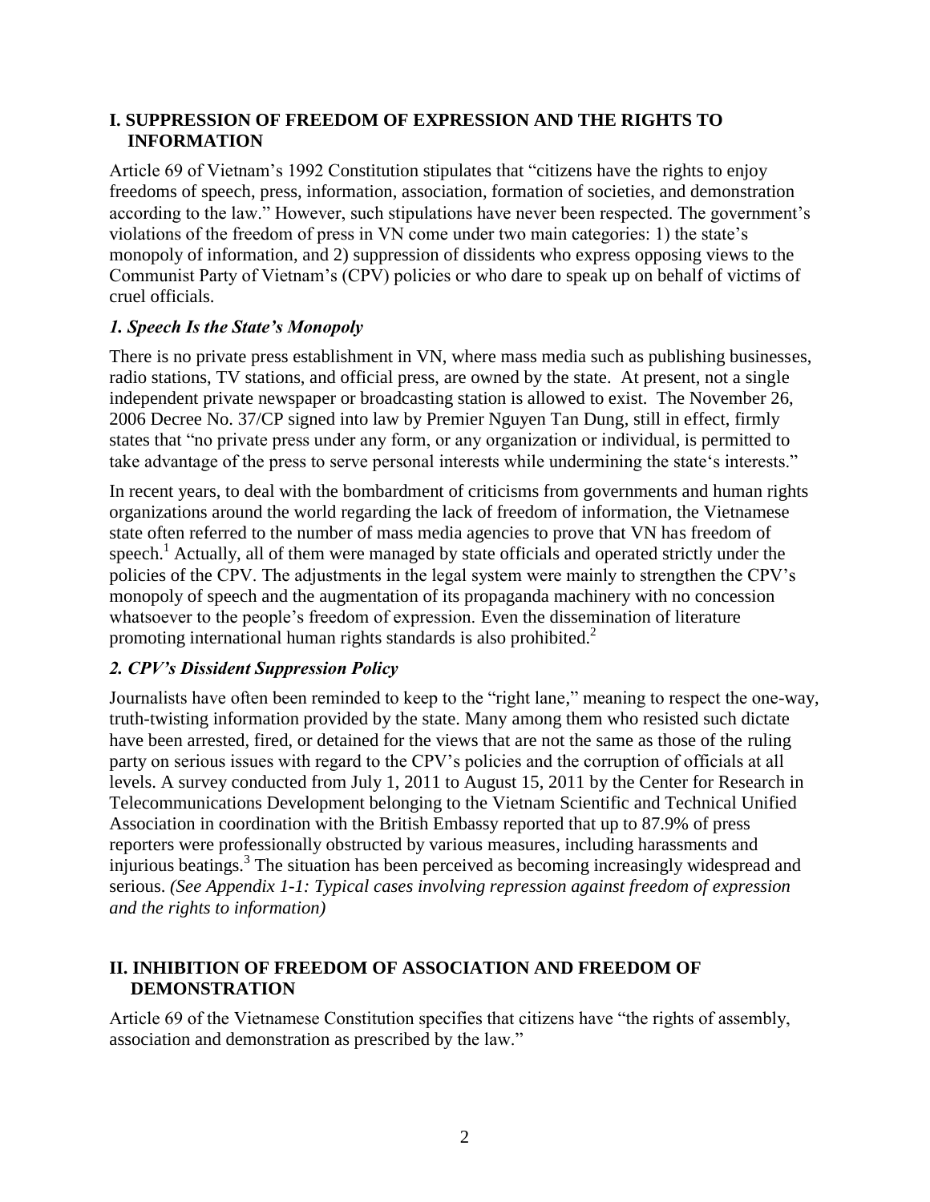## I. SUPPRESSION OF FREEDOM OF EXPRESSION AND THE RIGHTS TO INFORMATION

Article 69 of Vietnam's 1992 Constitution stipulates that "citizens have the rights to enjoy freedoms of speech, press, information, association, formation of societies, and demonstration according to the law." However, such stipulations have never been respected. The government's violations of the freedom of press in VN come under two main categories: 1) the state's monopoly of information, and 2) suppression of dissidents who express opposing views to the Communist Party of Vietnam's (CPV) policies or who dare to speak up on behalf of victims of cruel officials.

### *1. Speech Is the State's Monopoly*

There is no private press establishment in VN, where mass media such as publishing businesses, radio stations, TV stations, and official press, are owned by the state. At present, not a single independent private newspaper or broadcasting station is allowed to exist. The November 26, 2006 Decree No. 37/CP signed into law by Premier Nguyen Tan Dung, still in effect, firmly states that "no private press under any form, or any organization or individual, is permitted to take advantage of the press to serve personal interests while undermining the state's interests."

In recent years, to deal with the bombardment of criticisms from governments and human rights organizations around the world regarding the lack of freedom of information, the Vietnamese state often referred to the number of mass media agencies to prove that VN has freedom of speech.[1] Actually, all of them were managed by state officials and operated strictly under the policies of the CPV. The adjustments in the legal system were mainly to strengthen the CPV's monopoly of speech and the augmentation of its propaganda machinery with no concession whatsoever to the people's freedom of expression. Even the dissemination of literature promoting international human rights standards is also prohibited.[2]

### *2. CPV's Dissident Suppression Policy*

Journalists have often been reminded to keep to the "right lane," meaning to respect the one-way, truth-twisting information provided by the state. Many among them who resisted such dictate have been arrested, fired, or detained for the views that are not the same as those of the ruling party on serious issues with regard to the CPV's policies and the corruption of officials at all levels. A survey conducted from July 1, 2011 to August 15, 2011 by the Center for Research in Telecommunications Development belonging to the Vietnam Scientific and Technical Unified Association in coordination with the British Embassy reported that up to 87.9% of press reporters were professionally obstructed by various measures, including harassments and injurious beatings.[3] The situation has been perceived as becoming increasingly widespread and serious. *(See Appendix 1-1: Typical cases involving repression against freedom of expression and the rights to information)*

## II. INHIBITION OF FREEDOM OF ASSOCIATION AND FREEDOM OF DEMONSTRATION

Article 69 of the Vietnamese Constitution specifies that citizens have "the rights of assembly, association and demonstration as prescribed by the law."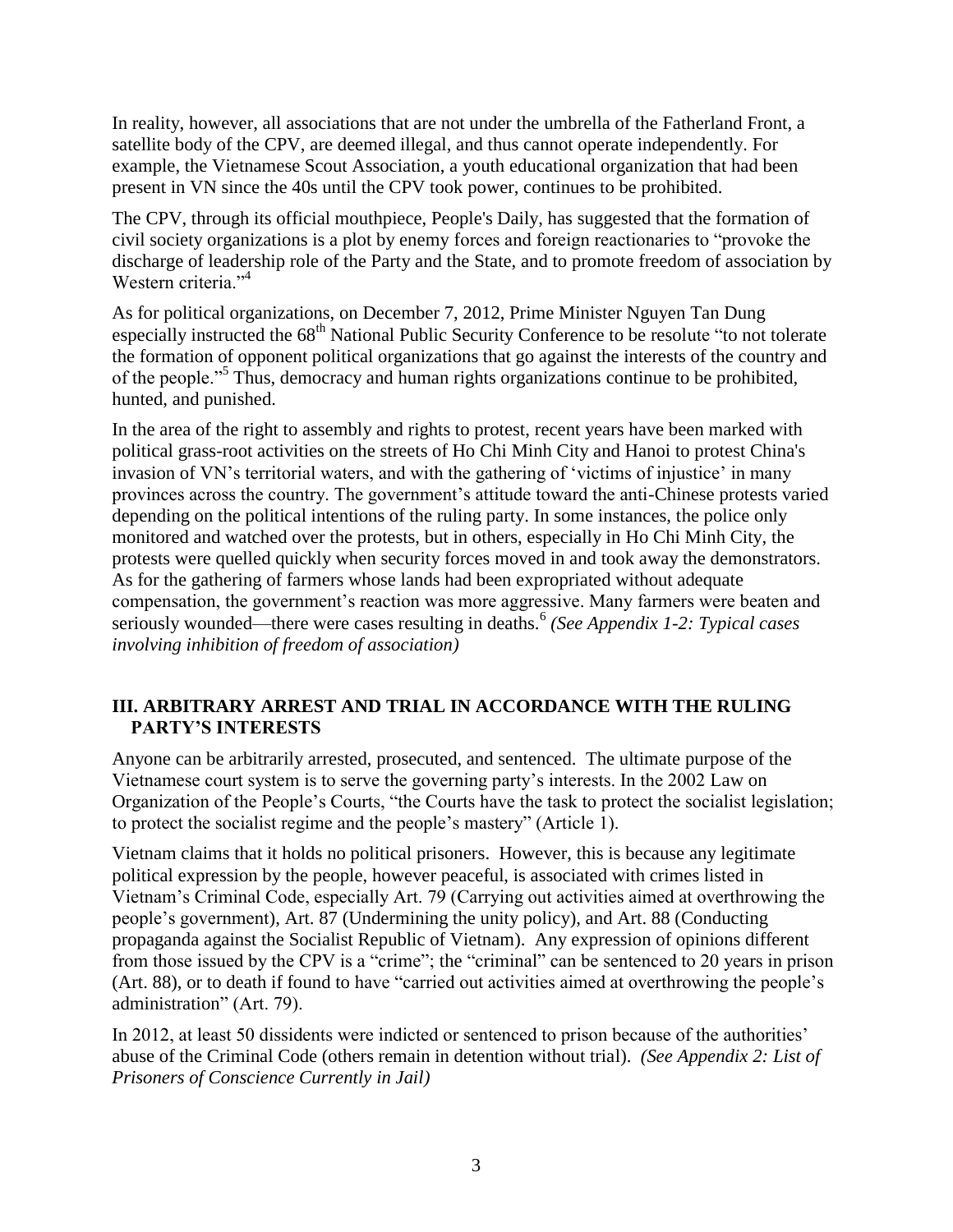In reality, however, all associations that are not under the umbrella of the Fatherland Front, a satellite body of the CPV, are deemed illegal, and thus cannot operate independently. For example, the Vietnamese Scout Association, a youth educational organization that had been present in VN since the 40s until the CPV took power, continues to be prohibited.

The CPV, through its official mouthpiece, People's Daily, has suggested that the formation of civil society organizations is a plot by enemy forces and foreign reactionaries to "provoke the discharge of leadership role of the Party and the State, and to promote freedom of association by Western criteria."[4]

As for political organizations, on December 7, 2012, Prime Minister Nguyen Tan Dung especially instructed the 68th National Public Security Conference to be resolute "to not tolerate the formation of opponent political organizations that go against the interests of the country and of the people."[5] Thus, democracy and human rights organizations continue to be prohibited, hunted, and punished.

In the area of the right to assembly and rights to protest, recent years have been marked with political grass-root activities on the streets of Ho Chi Minh City and Hanoi to protest China's invasion of VN's territorial waters, and with the gathering of 'victims of injustice' in many provinces across the country. The government's attitude toward the anti-Chinese protests varied depending on the political intentions of the ruling party. In some instances, the police only monitored and watched over the protests, but in others, especially in Ho Chi Minh City, the protests were quelled quickly when security forces moved in and took away the demonstrators. As for the gathering of farmers whose lands had been expropriated without adequate compensation, the government's reaction was more aggressive. Many farmers were beaten and seriously wounded—there were cases resulting in deaths.[6] *(See Appendix 1-2: Typical cases involving inhibition of freedom of association)*

## III. ARBITRARY ARREST AND TRIAL IN ACCORDANCE WITH THE RULING PARTY'S INTERESTS

Anyone can be arbitrarily arrested, prosecuted, and sentenced. The ultimate purpose of the Vietnamese court system is to serve the governing party's interests. In the 2002 Law on Organization of the People's Courts, "the Courts have the task to protect the socialist legislation; to protect the socialist regime and the people's mastery" (Article 1).

Vietnam claims that it holds no political prisoners. However, this is because any legitimate political expression by the people, however peaceful, is associated with crimes listed in Vietnam's Criminal Code, especially Art. 79 (Carrying out activities aimed at overthrowing the people's government), Art. 87 (Undermining the unity policy), and Art. 88 (Conducting propaganda against the Socialist Republic of Vietnam). Any expression of opinions different from those issued by the CPV is a "crime"; the "criminal" can be sentenced to 20 years in prison (Art. 88), or to death if found to have "carried out activities aimed at overthrowing the people's administration" (Art. 79).

In 2012, at least 50 dissidents were indicted or sentenced to prison because of the authorities' abuse of the Criminal Code (others remain in detention without trial). *(See Appendix 2: List of Prisoners of Conscience Currently in Jail)*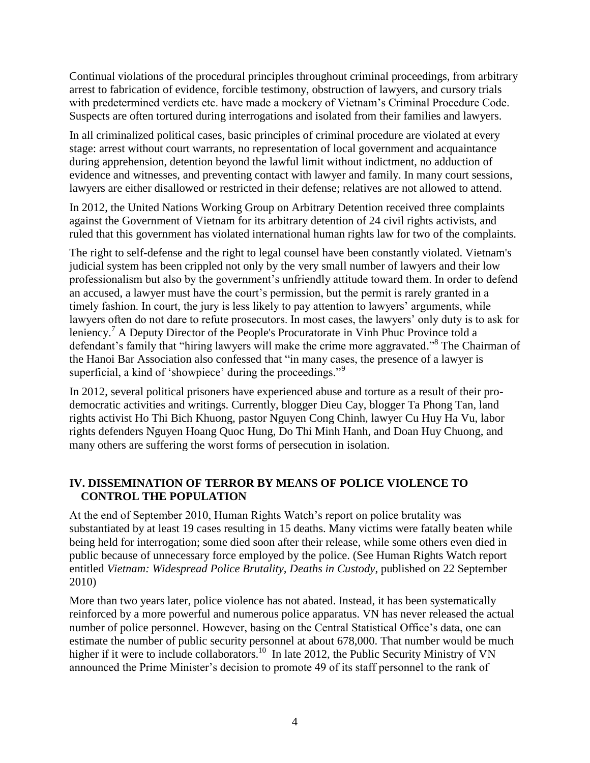Continual violations of the procedural principles throughout criminal proceedings, from arbitrary arrest to fabrication of evidence, forcible testimony, obstruction of lawyers, and cursory trials with predetermined verdicts etc. have made a mockery of Vietnam's Criminal Procedure Code. Suspects are often tortured during interrogations and isolated from their families and lawyers.

In all criminalized political cases, basic principles of criminal procedure are violated at every stage: arrest without court warrants, no representation of local government and acquaintance during apprehension, detention beyond the lawful limit without indictment, no adduction of evidence and witnesses, and preventing contact with lawyer and family. In many court sessions, lawyers are either disallowed or restricted in their defense; relatives are not allowed to attend.

In 2012, the United Nations Working Group on Arbitrary Detention received three complaints against the Government of Vietnam for its arbitrary detention of 24 civil rights activists, and ruled that this government has violated international human rights law for two of the complaints.

The right to self-defense and the right to legal counsel have been constantly violated. Vietnam's judicial system has been crippled not only by the very small number of lawyers and their low professionalism but also by the government's unfriendly attitude toward them. In order to defend an accused, a lawyer must have the court's permission, but the permit is rarely granted in a timely fashion. In court, the jury is less likely to pay attention to lawyers' arguments, while lawyers often do not dare to refute prosecutors. In most cases, the lawyers' only duty is to ask for leniency.[7] A Deputy Director of the People's Procuratorate in Vinh Phuc Province told a defendant's family that "hiring lawyers will make the crime more aggravated."[8] The Chairman of the Hanoi Bar Association also confessed that "in many cases, the presence of a lawyer is superficial, a kind of 'showpiece' during the proceedings."[9]

In 2012, several political prisoners have experienced abuse and torture as a result of their pro-democratic activities and writings. Currently, blogger Dieu Cay, blogger Ta Phong Tan, land rights activist Ho Thi Bich Khuong, pastor Nguyen Cong Chinh, lawyer Cu Huy Ha Vu, labor rights defenders Nguyen Hoang Quoc Hung, Do Thi Minh Hanh, and Doan Huy Chuong, and many others are suffering the worst forms of persecution in isolation.

## IV. DISSEMINATION OF TERROR BY MEANS OF POLICE VIOLENCE TO CONTROL THE POPULATION

At the end of September 2010, Human Rights Watch's report on police brutality was substantiated by at least 19 cases resulting in 15 deaths. Many victims were fatally beaten while being held for interrogation; some died soon after their release, while some others even died in public because of unnecessary force employed by the police. (See Human Rights Watch report entitled *Vietnam: Widespread Police Brutality, Deaths in Custody*, published on 22 September 2010)

More than two years later, police violence has not abated. Instead, it has been systematically reinforced by a more powerful and numerous police apparatus. VN has never released the actual number of police personnel. However, basing on the Central Statistical Office's data, one can estimate the number of public security personnel at about 678,000. That number would be much higher if it were to include collaborators.[10] In late 2012, the Public Security Ministry of VN announced the Prime Minister's decision to promote 49 of its staff personnel to the rank of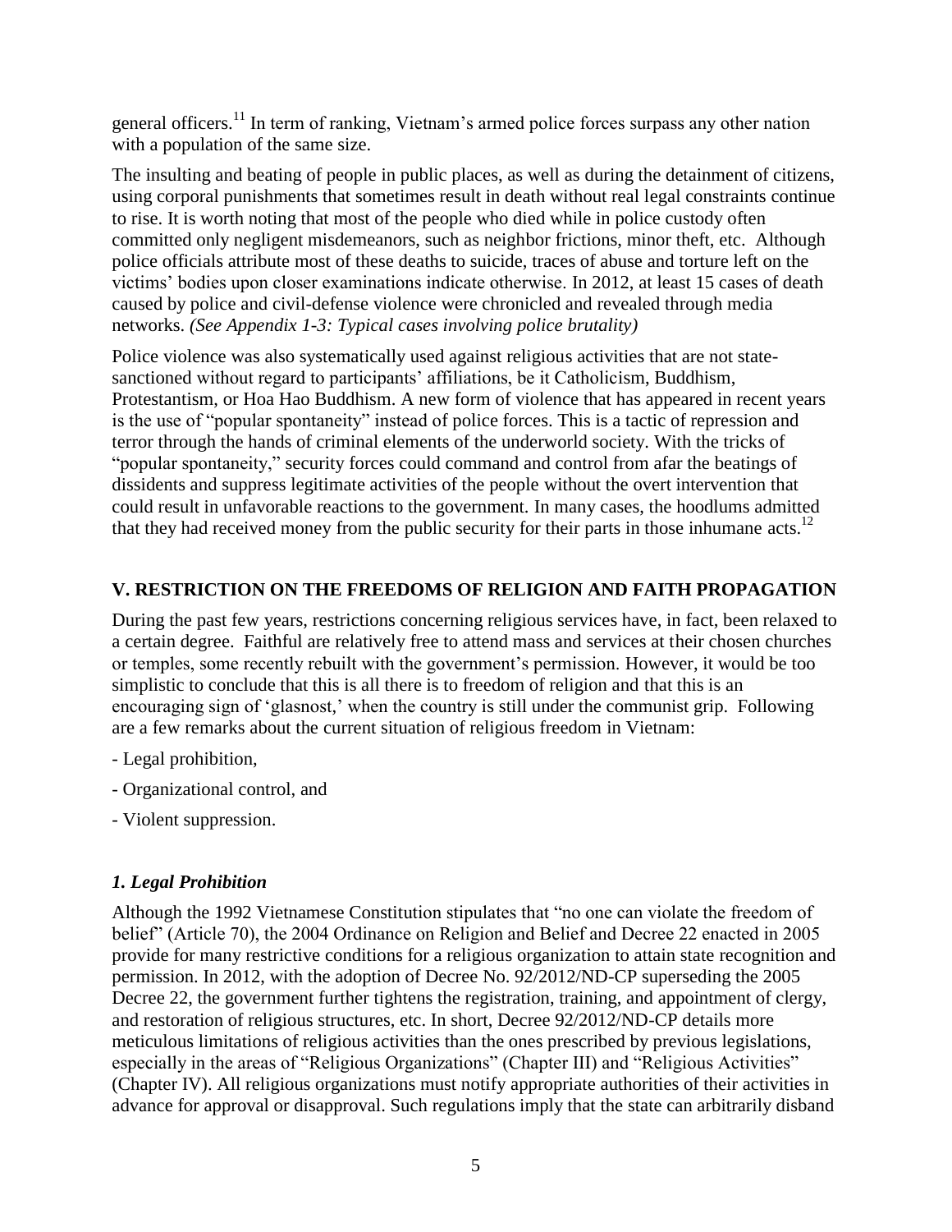general officers.[11] In term of ranking, Vietnam's armed police forces surpass any other nation with a population of the same size.

The insulting and beating of people in public places, as well as during the detainment of citizens, using corporal punishments that sometimes result in death without real legal constraints continue to rise. It is worth noting that most of the people who died while in police custody often committed only negligent misdemeanors, such as neighbor frictions, minor theft, etc. Although police officials attribute most of these deaths to suicide, traces of abuse and torture left on the victims' bodies upon closer examinations indicate otherwise. In 2012, at least 15 cases of death caused by police and civil-defense violence were chronicled and revealed through media networks. *(See Appendix 1-3: Typical cases involving police brutality)*

Police violence was also systematically used against religious activities that are not state-sanctioned without regard to participants' affiliations, be it Catholicism, Buddhism, Protestantism, or Hoa Hao Buddhism. A new form of violence that has appeared in recent years is the use of "popular spontaneity" instead of police forces. This is a tactic of repression and terror through the hands of criminal elements of the underworld society. With the tricks of "popular spontaneity," security forces could command and control from afar the beatings of dissidents and suppress legitimate activities of the people without the overt intervention that could result in unfavorable reactions to the government. In many cases, the hoodlums admitted that they had received money from the public security for their parts in those inhumane acts.[12]

## V. RESTRICTION ON THE FREEDOMS OF RELIGION AND FAITH PROPAGATION

During the past few years, restrictions concerning religious services have, in fact, been relaxed to a certain degree. Faithful are relatively free to attend mass and services at their chosen churches or temples, some recently rebuilt with the government's permission. However, it would be too simplistic to conclude that this is all there is to freedom of religion and that this is an encouraging sign of 'glasnost,' when the country is still under the communist grip. Following are a few remarks about the current situation of religious freedom in Vietnam:

- Legal prohibition,
- Organizational control, and
- Violent suppression.

### *1. Legal Prohibition*

Although the 1992 Vietnamese Constitution stipulates that "no one can violate the freedom of belief" (Article 70), the 2004 Ordinance on Religion and Belief and Decree 22 enacted in 2005 provide for many restrictive conditions for a religious organization to attain state recognition and permission. In 2012, with the adoption of Decree No. 92/2012/ND-CP superseding the 2005 Decree 22, the government further tightens the registration, training, and appointment of clergy, and restoration of religious structures, etc. In short, Decree 92/2012/ND-CP details more meticulous limitations of religious activities than the ones prescribed by previous legislations, especially in the areas of "Religious Organizations" (Chapter III) and "Religious Activities" (Chapter IV). All religious organizations must notify appropriate authorities of their activities in advance for approval or disapproval. Such regulations imply that the state can arbitrarily disband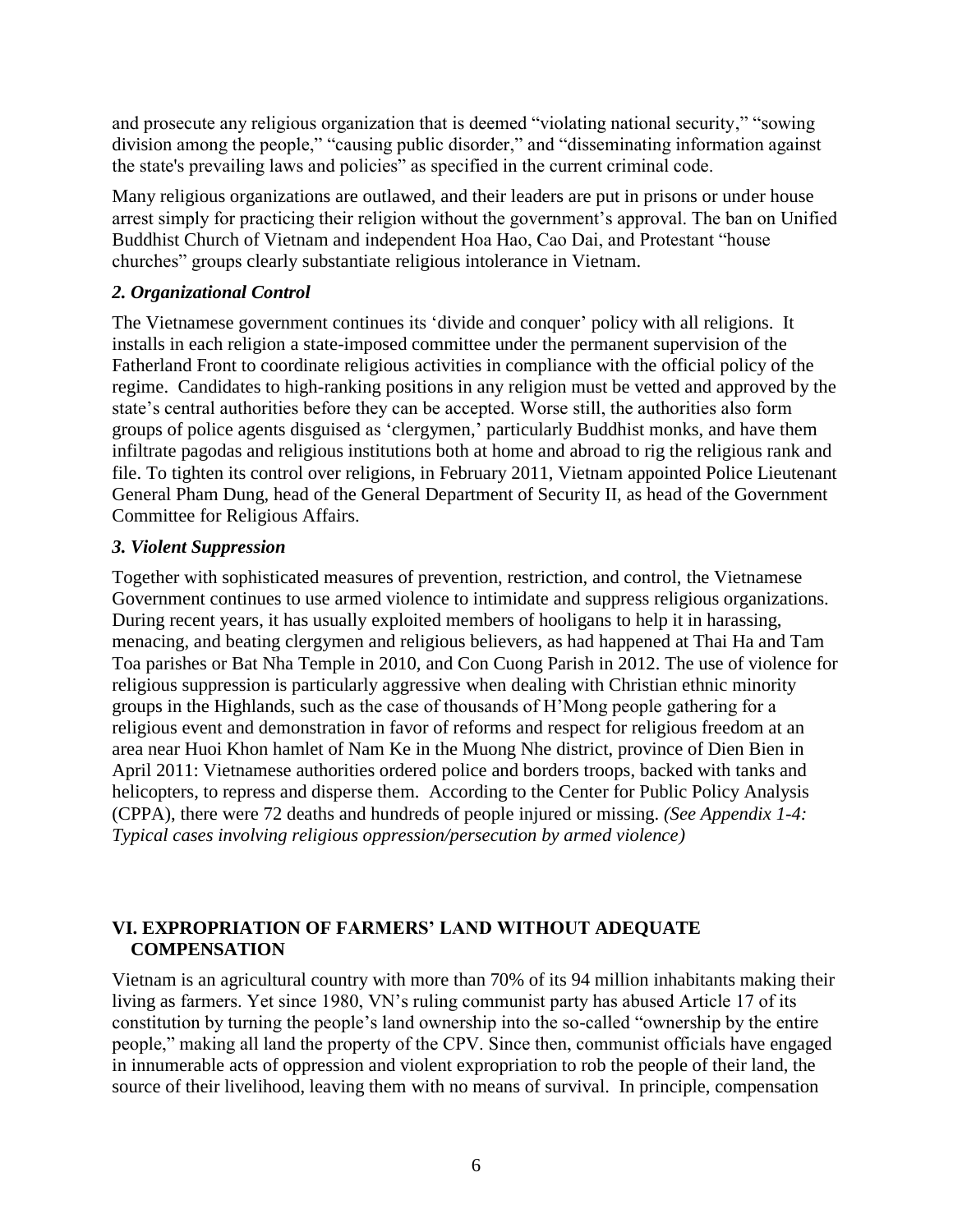and prosecute any religious organization that is deemed "violating national security," "sowing division among the people," "causing public disorder," and "disseminating information against the state's prevailing laws and policies" as specified in the current criminal code.

Many religious organizations are outlawed, and their leaders are put in prisons or under house arrest simply for practicing their religion without the government's approval. The ban on Unified Buddhist Church of Vietnam and independent Hoa Hao, Cao Dai, and Protestant "house churches" groups clearly substantiate religious intolerance in Vietnam.

### *2. Organizational Control*

The Vietnamese government continues its 'divide and conquer' policy with all religions. It installs in each religion a state-imposed committee under the permanent supervision of the Fatherland Front to coordinate religious activities in compliance with the official policy of the regime. Candidates to high-ranking positions in any religion must be vetted and approved by the state's central authorities before they can be accepted. Worse still, the authorities also form groups of police agents disguised as 'clergymen,' particularly Buddhist monks, and have them infiltrate pagodas and religious institutions both at home and abroad to rig the religious rank and file. To tighten its control over religions, in February 2011, Vietnam appointed Police Lieutenant General Pham Dung, head of the General Department of Security II, as head of the Government Committee for Religious Affairs.

### *3. Violent Suppression*

Together with sophisticated measures of prevention, restriction, and control, the Vietnamese Government continues to use armed violence to intimidate and suppress religious organizations. During recent years, it has usually exploited members of hooligans to help it in harassing, menacing, and beating clergymen and religious believers, as had happened at Thai Ha and Tam Toa parishes or Bat Nha Temple in 2010, and Con Cuong Parish in 2012. The use of violence for religious suppression is particularly aggressive when dealing with Christian ethnic minority groups in the Highlands, such as the case of thousands of H'Mong people gathering for a religious event and demonstration in favor of reforms and respect for religious freedom at an area near Huoi Khon hamlet of Nam Ke in the Muong Nhe district, province of Dien Bien in April 2011: Vietnamese authorities ordered police and borders troops, backed with tanks and helicopters, to repress and disperse them. According to the Center for Public Policy Analysis (CPPA), there were 72 deaths and hundreds of people injured or missing. *(See Appendix 1-4: Typical cases involving religious oppression/persecution by armed violence)*

## VI. EXPROPRIATION OF FARMERS' LAND WITHOUT ADEQUATE COMPENSATION

Vietnam is an agricultural country with more than 70% of its 94 million inhabitants making their living as farmers. Yet since 1980, VN's ruling communist party has abused Article 17 of its constitution by turning the people's land ownership into the so-called "ownership by the entire people," making all land the property of the CPV. Since then, communist officials have engaged in innumerable acts of oppression and violent expropriation to rob the people of their land, the source of their livelihood, leaving them with no means of survival. In principle, compensation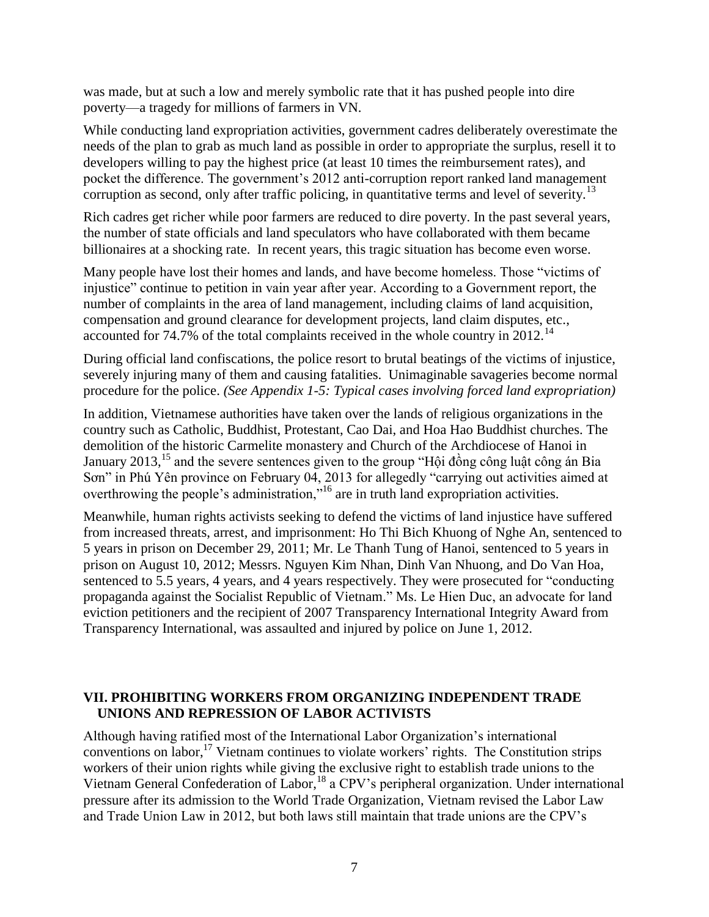was made, but at such a low and merely symbolic rate that it has pushed people into dire poverty—a tragedy for millions of farmers in VN.

While conducting land expropriation activities, government cadres deliberately overestimate the needs of the plan to grab as much land as possible in order to appropriate the surplus, resell it to developers willing to pay the highest price (at least 10 times the reimbursement rates), and pocket the difference. The government's 2012 anti-corruption report ranked land management corruption as second, only after traffic policing, in quantitative terms and level of severity.[13]

Rich cadres get richer while poor farmers are reduced to dire poverty. In the past several years, the number of state officials and land speculators who have collaborated with them became billionaires at a shocking rate. In recent years, this tragic situation has become even worse.

Many people have lost their homes and lands, and have become homeless. Those "victims of injustice" continue to petition in vain year after year. According to a Government report, the number of complaints in the area of land management, including claims of land acquisition, compensation and ground clearance for development projects, land claim disputes, etc., accounted for 74.7% of the total complaints received in the whole country in 2012.[14]

During official land confiscations, the police resort to brutal beatings of the victims of injustice, severely injuring many of them and causing fatalities. Unimaginable savageries become normal procedure for the police. *(See Appendix 1-5: Typical cases involving forced land expropriation)*

In addition, Vietnamese authorities have taken over the lands of religious organizations in the country such as Catholic, Buddhist, Protestant, Cao Dai, and Hoa Hao Buddhist churches. The demolition of the historic Carmelite monastery and Church of the Archdiocese of Hanoi in January 2013,[15] and the severe sentences given to the group "Hội đồng công luật công án Bia Sơn" in Phú Yên province on February 04, 2013 for allegedly "carrying out activities aimed at overthrowing the people's administration,"[16] are in truth land expropriation activities.

Meanwhile, human rights activists seeking to defend the victims of land injustice have suffered from increased threats, arrest, and imprisonment: Ho Thi Bich Khuong of Nghe An, sentenced to 5 years in prison on December 29, 2011; Mr. Le Thanh Tung of Hanoi, sentenced to 5 years in prison on August 10, 2012; Messrs. Nguyen Kim Nhan, Dinh Van Nhuong, and Do Van Hoa, sentenced to 5.5 years, 4 years, and 4 years respectively. They were prosecuted for "conducting propaganda against the Socialist Republic of Vietnam." Ms. Le Hien Duc, an advocate for land eviction petitioners and the recipient of 2007 Transparency International Integrity Award from Transparency International, was assaulted and injured by police on June 1, 2012.

## VII. PROHIBITING WORKERS FROM ORGANIZING INDEPENDENT TRADE UNIONS AND REPRESSION OF LABOR ACTIVISTS

Although having ratified most of the International Labor Organization's international conventions on labor,[17] Vietnam continues to violate workers' rights. The Constitution strips workers of their union rights while giving the exclusive right to establish trade unions to the Vietnam General Confederation of Labor,[18] a CPV's peripheral organization. Under international pressure after its admission to the World Trade Organization, Vietnam revised the Labor Law and Trade Union Law in 2012, but both laws still maintain that trade unions are the CPV's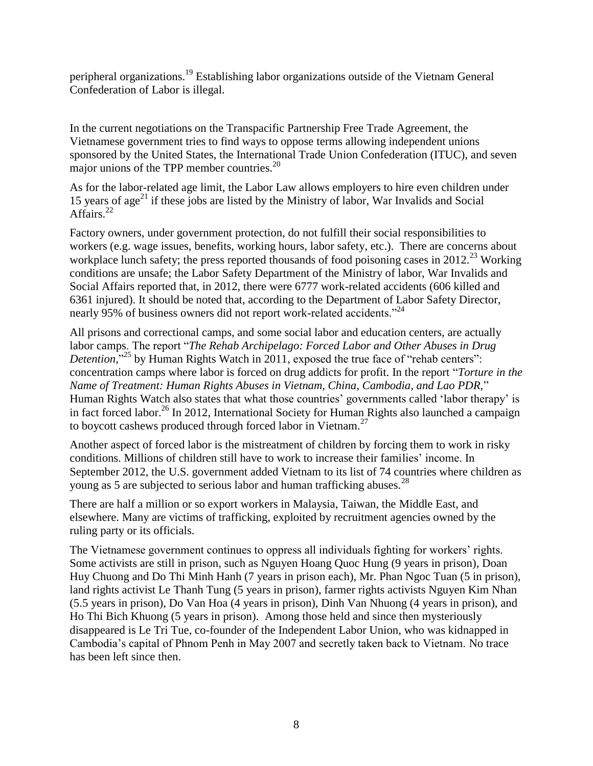peripheral organizations.[19] Establishing labor organizations outside of the Vietnam General Confederation of Labor is illegal.

In the current negotiations on the Transpacific Partnership Free Trade Agreement, the Vietnamese government tries to find ways to oppose terms allowing independent unions sponsored by the United States, the International Trade Union Confederation (ITUC), and seven major unions of the TPP member countries.[20]

As for the labor-related age limit, the Labor Law allows employers to hire even children under 15 years of age[21] if these jobs are listed by the Ministry of labor, War Invalids and Social Affairs.[22]

Factory owners, under government protection, do not fulfill their social responsibilities to workers (e.g. wage issues, benefits, working hours, labor safety, etc.). There are concerns about workplace lunch safety; the press reported thousands of food poisoning cases in 2012.[23] Working conditions are unsafe; the Labor Safety Department of the Ministry of labor, War Invalids and Social Affairs reported that, in 2012, there were 6777 work-related accidents (606 killed and 6361 injured). It should be noted that, according to the Department of Labor Safety Director, nearly 95% of business owners did not report work-related accidents."[24]

All prisons and correctional camps, and some social labor and education centers, are actually labor camps. The report "*The Rehab Archipelago: Forced Labor and Other Abuses in Drug Detention*,"[25] by Human Rights Watch in 2011, exposed the true face of "rehab centers": concentration camps where labor is forced on drug addicts for profit. In the report "*Torture in the Name of Treatment: Human Rights Abuses in Vietnam, China, Cambodia, and Lao PDR*," Human Rights Watch also states that what those countries' governments called 'labor therapy' is in fact forced labor.[26] In 2012, International Society for Human Rights also launched a campaign to boycott cashews produced through forced labor in Vietnam.[27]

Another aspect of forced labor is the mistreatment of children by forcing them to work in risky conditions. Millions of children still have to work to increase their families' income. In September 2012, the U.S. government added Vietnam to its list of 74 countries where children as young as 5 are subjected to serious labor and human trafficking abuses.[28]

There are half a million or so export workers in Malaysia, Taiwan, the Middle East, and elsewhere. Many are victims of trafficking, exploited by recruitment agencies owned by the ruling party or its officials.

The Vietnamese government continues to oppress all individuals fighting for workers' rights. Some activists are still in prison, such as Nguyen Hoang Quoc Hung (9 years in prison), Doan Huy Chuong and Do Thi Minh Hanh (7 years in prison each), Mr. Phan Ngoc Tuan (5 in prison), land rights activist Le Thanh Tung (5 years in prison), farmer rights activists Nguyen Kim Nhan (5.5 years in prison), Do Van Hoa (4 years in prison), Dinh Van Nhuong (4 years in prison), and Ho Thi Bich Khuong (5 years in prison). Among those held and since then mysteriously disappeared is Le Tri Tue, co-founder of the Independent Labor Union, who was kidnapped in Cambodia's capital of Phnom Penh in May 2007 and secretly taken back to Vietnam. No trace has been left since then.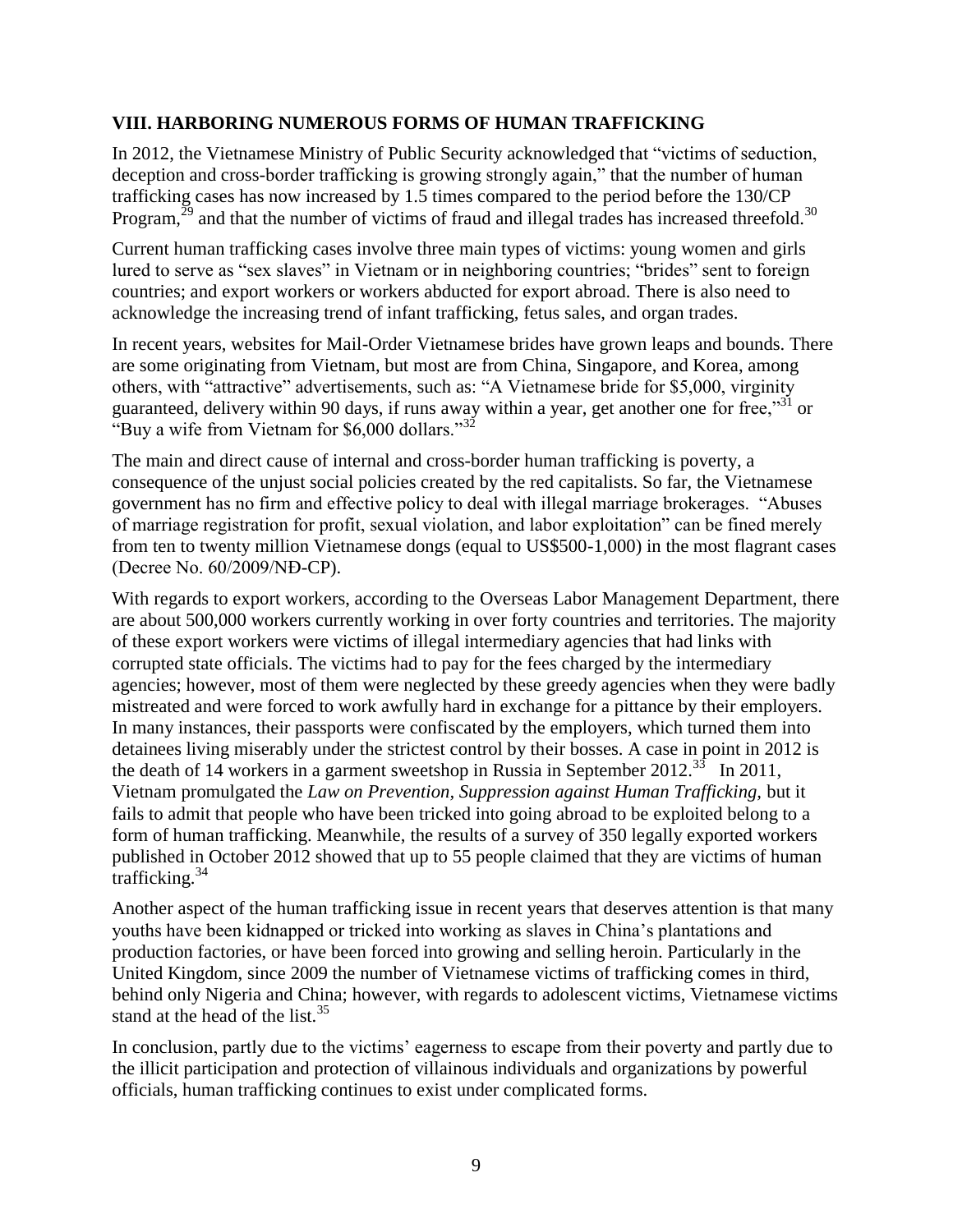## VIII. HARBORING NUMEROUS FORMS OF HUMAN TRAFFICKING

In 2012, the Vietnamese Ministry of Public Security acknowledged that "victims of seduction, deception and cross-border trafficking is growing strongly again," that the number of human trafficking cases has now increased by 1.5 times compared to the period before the 130/CP Program,[29] and that the number of victims of fraud and illegal trades has increased threefold.[30]

Current human trafficking cases involve three main types of victims: young women and girls lured to serve as "sex slaves" in Vietnam or in neighboring countries; "brides" sent to foreign countries; and export workers or workers abducted for export abroad. There is also need to acknowledge the increasing trend of infant trafficking, fetus sales, and organ trades.

In recent years, websites for Mail-Order Vietnamese brides have grown leaps and bounds. There are some originating from Vietnam, but most are from China, Singapore, and Korea, among others, with "attractive" advertisements, such as: "A Vietnamese bride for $5,000, virginity guaranteed, delivery within 90 days, if runs away within a year, get another one for free,"[31] or "Buy a wife from Vietnam for $6,000 dollars."[32]

The main and direct cause of internal and cross-border human trafficking is poverty, a consequence of the unjust social policies created by the red capitalists. So far, the Vietnamese government has no firm and effective policy to deal with illegal marriage brokerages. "Abuses of marriage registration for profit, sexual violation, and labor exploitation" can be fined merely from ten to twenty million Vietnamese dongs (equal to US$500-1,000) in the most flagrant cases (Decree No. 60/2009/NĐ-CP).

With regards to export workers, according to the Overseas Labor Management Department, there are about 500,000 workers currently working in over forty countries and territories. The majority of these export workers were victims of illegal intermediary agencies that had links with corrupted state officials. The victims had to pay for the fees charged by the intermediary agencies; however, most of them were neglected by these greedy agencies when they were badly mistreated and were forced to work awfully hard in exchange for a pittance by their employers. In many instances, their passports were confiscated by the employers, which turned them into detainees living miserably under the strictest control by their bosses. A case in point in 2012 is the death of 14 workers in a garment sweetshop in Russia in September 2012.[33] In 2011, Vietnam promulgated the *Law on Prevention, Suppression against Human Trafficking,* but it fails to admit that people who have been tricked into going abroad to be exploited belong to a form of human trafficking. Meanwhile, the results of a survey of 350 legally exported workers published in October 2012 showed that up to 55 people claimed that they are victims of human trafficking.[34]

Another aspect of the human trafficking issue in recent years that deserves attention is that many youths have been kidnapped or tricked into working as slaves in China's plantations and production factories, or have been forced into growing and selling heroin. Particularly in the United Kingdom, since 2009 the number of Vietnamese victims of trafficking comes in third, behind only Nigeria and China; however, with regards to adolescent victims, Vietnamese victims stand at the head of the list.[35]

In conclusion, partly due to the victims' eagerness to escape from their poverty and partly due to the illicit participation and protection of villainous individuals and organizations by powerful officials, human trafficking continues to exist under complicated forms.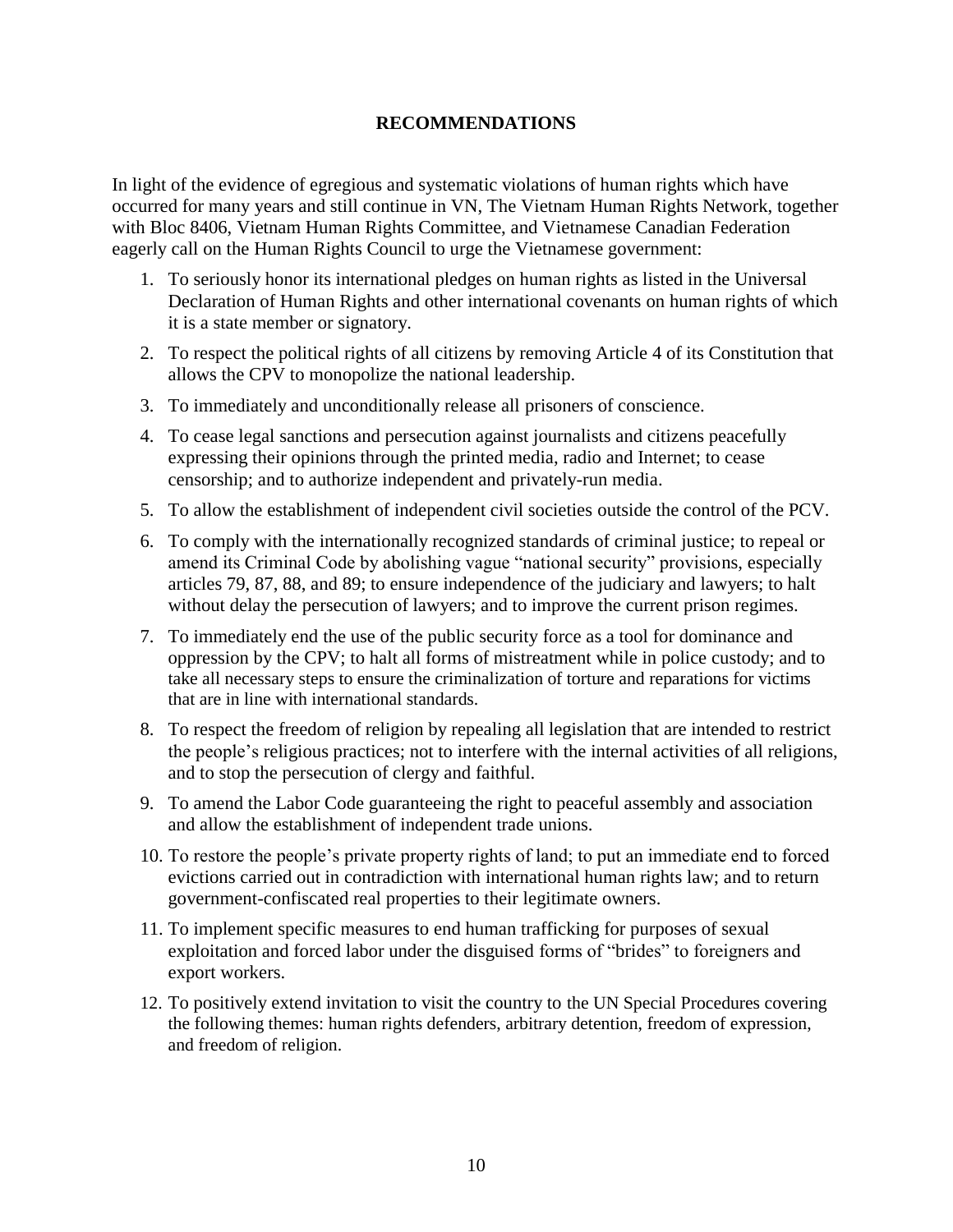## RECOMMENDATIONS

In light of the evidence of egregious and systematic violations of human rights which have occurred for many years and still continue in VN, The Vietnam Human Rights Network, together with Bloc 8406, Vietnam Human Rights Committee, and Vietnamese Canadian Federation eagerly call on the Human Rights Council to urge the Vietnamese government:

1. To seriously honor its international pledges on human rights as listed in the Universal Declaration of Human Rights and other international covenants on human rights of which it is a state member or signatory.
2. To respect the political rights of all citizens by removing Article 4 of its Constitution that allows the CPV to monopolize the national leadership.
3. To immediately and unconditionally release all prisoners of conscience.
4. To cease legal sanctions and persecution against journalists and citizens peacefully expressing their opinions through the printed media, radio and Internet; to cease censorship; and to authorize independent and privately-run media.
5. To allow the establishment of independent civil societies outside the control of the PCV.
6. To comply with the internationally recognized standards of criminal justice; to repeal or amend its Criminal Code by abolishing vague "national security" provisions, especially articles 79, 87, 88, and 89; to ensure independence of the judiciary and lawyers; to halt without delay the persecution of lawyers; and to improve the current prison regimes.
7. To immediately end the use of the public security force as a tool for dominance and oppression by the CPV; to halt all forms of mistreatment while in police custody; and to take all necessary steps to ensure the criminalization of torture and reparations for victims that are in line with international standards.
8. To respect the freedom of religion by repealing all legislation that are intended to restrict the people's religious practices; not to interfere with the internal activities of all religions, and to stop the persecution of clergy and faithful.
9. To amend the Labor Code guaranteeing the right to peaceful assembly and association and allow the establishment of independent trade unions.
10. To restore the people's private property rights of land; to put an immediate end to forced evictions carried out in contradiction with international human rights law; and to return government-confiscated real properties to their legitimate owners.
11. To implement specific measures to end human trafficking for purposes of sexual exploitation and forced labor under the disguised forms of "brides" to foreigners and export workers.
12. To positively extend invitation to visit the country to the UN Special Procedures covering the following themes: human rights defenders, arbitrary detention, freedom of expression, and freedom of religion.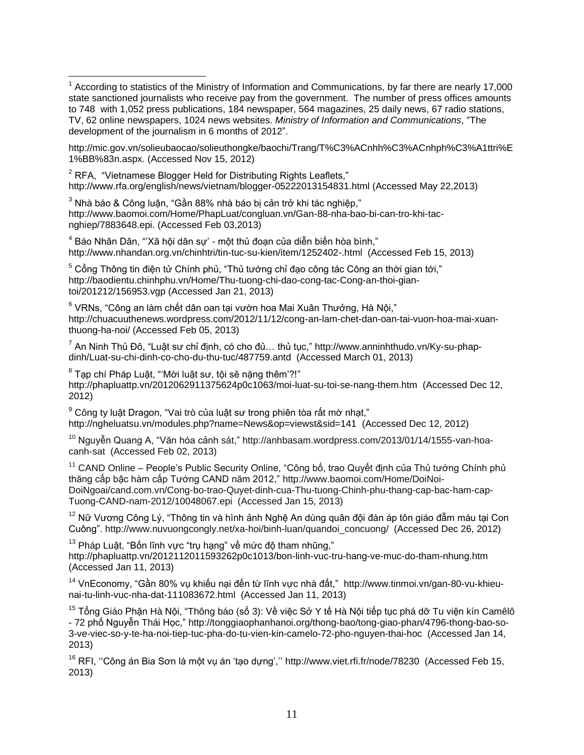[1] According to statistics of the Ministry of Information and Communications, by far there are nearly 17,000 state sanctioned journalists who receive pay from the government. The number of press offices amounts to 748 with 1,052 press publications, 184 newspaper, 564 magazines, 25 daily news, 67 radio stations, TV, 62 online newspapers, 1024 news websites. *Ministry of Information and Communications*, "The development of the journalism in 6 months of 2012".

http://mic.gov.vn/solieubaocao/solieuthongke/baochi/Trang/T%C3%ACnhh%C3%ACnhph%C3%A1ttri%E1%BB%83n.aspx. (Accessed Nov 15, 2012)

[2] RFA, "Vietnamese Blogger Held for Distributing Rights Leaflets," http://www.rfa.org/english/news/vietnam/blogger-05222013154831.html (Accessed May 22,2013)

[3] Nhà báo & Công luận, "Gần 88% nhà báo bị cản trở khi tác nghiệp," http://www.baomoi.com/Home/PhapLuat/congluan.vn/Gan-88-nha-bao-bi-can-tro-khi-tac-nghiep/7883648.epi. (Accessed Feb 03,2013)

[4] Báo Nhân Dân, "'Xã hội dân sự' - một thủ đoạn của diễn biến hòa bình," http://www.nhandan.org.vn/chinhtri/tin-tuc-su-kien/item/1252402-.html (Accessed Feb 15, 2013)

[5] Cổng Thông tin điện tử Chính phủ, "Thủ tướng chỉ đạo công tác Công an thời gian tới," http://baodientu.chinhphu.vn/Home/Thu-tuong-chi-dao-cong-tac-Cong-an-thoi-gian-toi/201212/156953.vgp (Accessed Jan 21, 2013)

[6] VRNs, "Công an làm chết dân oan tại vườn hoa Mai Xuân Thưởng, Hà Nội," http://chuacuuthenews.wordpress.com/2012/11/12/cong-an-lam-chet-dan-oan-tai-vuon-hoa-mai-xuan-thuong-ha-noi/ (Accessed Feb 05, 2013)

[7] An Ninh Thủ Đô, "Luật sư chỉ định, có cho đủ… thủ tục," http://www.anninhthudo.vn/Ky-su-phap-dinh/Luat-su-chi-dinh-co-cho-du-thu-tuc/487759.antd (Accessed March 01, 2013)

[8] Tạp chí Pháp Luật, "'Mời luật sư, tội sẽ nặng thêm'?!" http://phapluattp.vn/2012062911375624p0c1063/moi-luat-su-toi-se-nang-them.htm (Accessed Dec 12, 2012)

[9] Công ty luật Dragon, "Vai trò của luật sư trong phiên tòa rất mờ nhạt," http://ngheluatsu.vn/modules.php?name=News&op=viewst&sid=141 (Accessed Dec 12, 2012)

[10] Nguyễn Quang A, "Văn hóa cảnh sát," http://anhbasam.wordpress.com/2013/01/14/1555-van-hoa-canh-sat (Accessed Feb 02, 2013)

[11] CAND Online – People's Public Security Online, "Công bố, trao Quyết định của Thủ tướng Chính phủ thăng cấp bậc hàm cấp Tướng CAND năm 2012," http://www.baomoi.com/Home/DoiNoi-DoiNgoai/cand.com.vn/Cong-bo-trao-Quyet-dinh-cua-Thu-tuong-Chinh-phu-thang-cap-bac-ham-cap-Tuong-CAND-nam-2012/10048067.epi (Accessed Jan 15, 2013)

[12] Nữ Vương Công Lý, "Thông tin và hình ảnh Nghệ An dùng quân đội đàn áp tôn giáo đẫm máu tại Con Cuông". http://www.nuvuongcongly.net/xa-hoi/binh-luan/quandoi_concuong/ (Accessed Dec 26, 2012)

[13] Pháp Luật, "Bốn lĩnh vực "trụ hạng" về mức độ tham nhũng," http://phapluattp.vn/2012112011593262p0c1013/bon-linh-vuc-tru-hang-ve-muc-do-tham-nhung.htm (Accessed Jan 11, 2013)

[14] VnEconomy, "Gần 80% vụ khiếu nại đến từ lĩnh vực nhà đất," http://www.tinmoi.vn/gan-80-vu-khieu-nai-tu-linh-vuc-nha-dat-111083672.html (Accessed Jan 11, 2013)

[15] Tổng Giáo Phận Hà Nội, "Thông báo (số 3): Về việc Sở Y tế Hà Nội tiếp tục phá dỡ Tu viện kín Camêlô - 72 phố Nguyễn Thái Học," http://tonggiaophanhanoi.org/thong-bao/tong-giao-phan/4796-thong-bao-so-3-ve-viec-so-y-te-ha-noi-tiep-tuc-pha-do-tu-vien-kin-camelo-72-pho-nguyen-thai-hoc (Accessed Jan 14, 2013)

[16] RFI, ''Công án Bia Sơn là một vụ án 'tạo dựng','' http://www.viet.rfi.fr/node/78230 (Accessed Feb 15, 2013)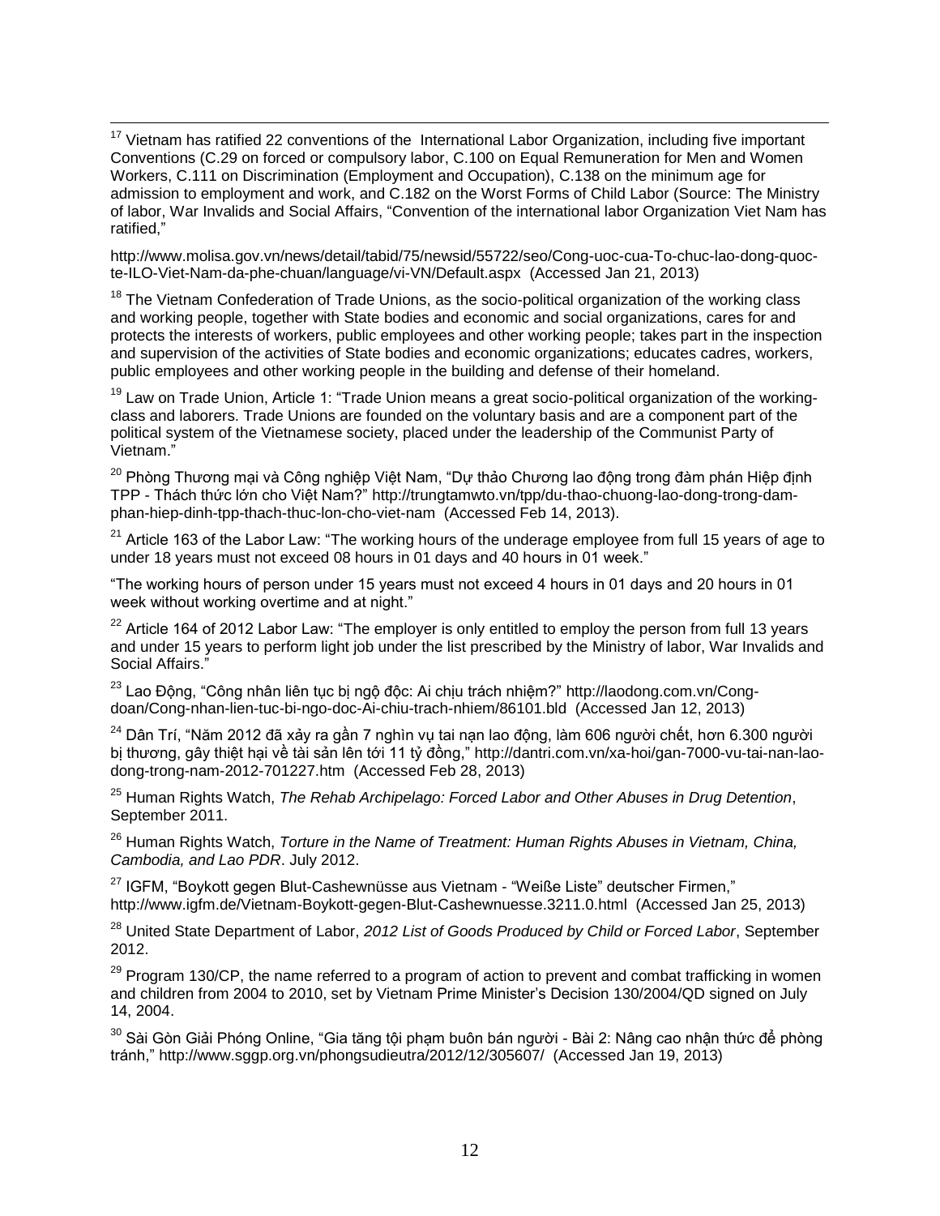[17] Vietnam has ratified 22 conventions of the International Labor Organization, including five important Conventions (C.29 on forced or compulsory labor, C.100 on Equal Remuneration for Men and Women Workers, C.111 on Discrimination (Employment and Occupation), C.138 on the minimum age for admission to employment and work, and C.182 on the Worst Forms of Child Labor (Source: The Ministry of labor, War Invalids and Social Affairs, "Convention of the international labor Organization Viet Nam has ratified,"

http://www.molisa.gov.vn/news/detail/tabid/75/newsid/55722/seo/Cong-uoc-cua-To-chuc-lao-dong-quoc-te-ILO-Viet-Nam-da-phe-chuan/language/vi-VN/Default.aspx (Accessed Jan 21, 2013)

[18] The Vietnam Confederation of Trade Unions, as the socio-political organization of the working class and working people, together with State bodies and economic and social organizations, cares for and protects the interests of workers, public employees and other working people; takes part in the inspection and supervision of the activities of State bodies and economic organizations; educates cadres, workers, public employees and other working people in the building and defense of their homeland.

[19] Law on Trade Union, Article 1: "Trade Union means a great socio-political organization of the working-class and laborers. Trade Unions are founded on the voluntary basis and are a component part of the political system of the Vietnamese society, placed under the leadership of the Communist Party of Vietnam."

[20] Phòng Thương mại và Công nghiệp Việt Nam, "Dự thảo Chương lao động trong đàm phán Hiệp định TPP - Thách thức lớn cho Việt Nam?" http://trungtamwto.vn/tpp/du-thao-chuong-lao-dong-trong-dam-phan-hiep-dinh-tpp-thach-thuc-lon-cho-viet-nam (Accessed Feb 14, 2013).

[21] Article 163 of the Labor Law: "The working hours of the underage employee from full 15 years of age to under 18 years must not exceed 08 hours in 01 days and 40 hours in 01 week."

"The working hours of person under 15 years must not exceed 4 hours in 01 days and 20 hours in 01 week without working overtime and at night."

[22] Article 164 of 2012 Labor Law: "The employer is only entitled to employ the person from full 13 years and under 15 years to perform light job under the list prescribed by the Ministry of labor, War Invalids and Social Affairs."

[23] Lao Động, "Công nhân liên tục bị ngộ độc: Ai chịu trách nhiệm?" http://laodong.com.vn/Cong-doan/Cong-nhan-lien-tuc-bi-ngo-doc-Ai-chiu-trach-nhiem/86101.bld (Accessed Jan 12, 2013)

[24] Dân Trí, "Năm 2012 đã xảy ra gần 7 nghìn vụ tai nạn lao động, làm 606 người chết, hơn 6.300 người bị thương, gây thiệt hại về tài sản lên tới 11 tỷ đồng," http://dantri.com.vn/xa-hoi/gan-7000-vu-tai-nan-lao-dong-trong-nam-2012-701227.htm (Accessed Feb 28, 2013)

[25] Human Rights Watch, *The Rehab Archipelago: Forced Labor and Other Abuses in Drug Detention*, September 2011.

[26] Human Rights Watch, *Torture in the Name of Treatment: Human Rights Abuses in Vietnam, China, Cambodia, and Lao PDR*. July 2012.

[27] IGFM, "Boykott gegen Blut-Cashewnüsse aus Vietnam - "Weiße Liste" deutscher Firmen," http://www.igfm.de/Vietnam-Boykott-gegen-Blut-Cashewnuesse.3211.0.html (Accessed Jan 25, 2013)

[28] United State Department of Labor, *2012 List of Goods Produced by Child or Forced Labor*, September 2012.

[29] Program 130/CP, the name referred to a program of action to prevent and combat trafficking in women and children from 2004 to 2010, set by Vietnam Prime Minister's Decision 130/2004/QD signed on July 14, 2004.

[30] Sài Gòn Giải Phóng Online, "Gia tăng tội phạm buôn bán người - Bài 2: Nâng cao nhận thức để phòng tránh," http://www.sggp.org.vn/phongsudieutra/2012/12/305607/ (Accessed Jan 19, 2013)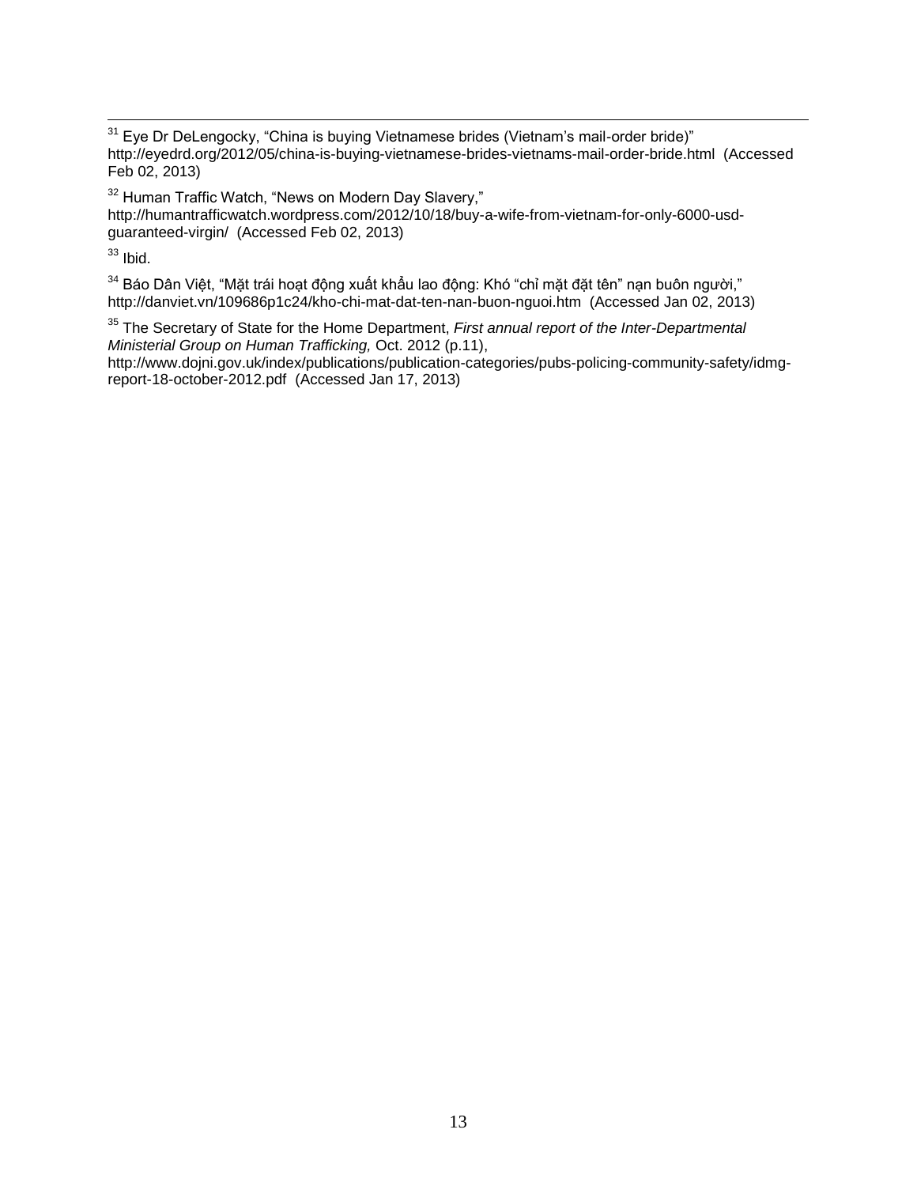[31] Eye Dr DeLengocky, "China is buying Vietnamese brides (Vietnam's mail-order bride)" http://eyedrd.org/2012/05/china-is-buying-vietnamese-brides-vietnams-mail-order-bride.html (Accessed Feb 02, 2013)

[32] Human Traffic Watch, "News on Modern Day Slavery," http://humantrafficwatch.wordpress.com/2012/10/18/buy-a-wife-from-vietnam-for-only-6000-usd-guaranteed-virgin/ (Accessed Feb 02, 2013)

[33] Ibid.

[34] Báo Dân Việt, "Mặt trái hoạt động xuất khẩu lao động: Khó "chỉ mặt đặt tên" nạn buôn người," http://danviet.vn/109686p1c24/kho-chi-mat-dat-ten-nan-buon-nguoi.htm (Accessed Jan 02, 2013)

[35] The Secretary of State for the Home Department, *First annual report of the Inter-Departmental Ministerial Group on Human Trafficking,* Oct. 2012 (p.11), http://www.dojni.gov.uk/index/publications/publication-categories/pubs-policing-community-safety/idmg-report-18-october-2012.pdf (Accessed Jan 17, 2013)